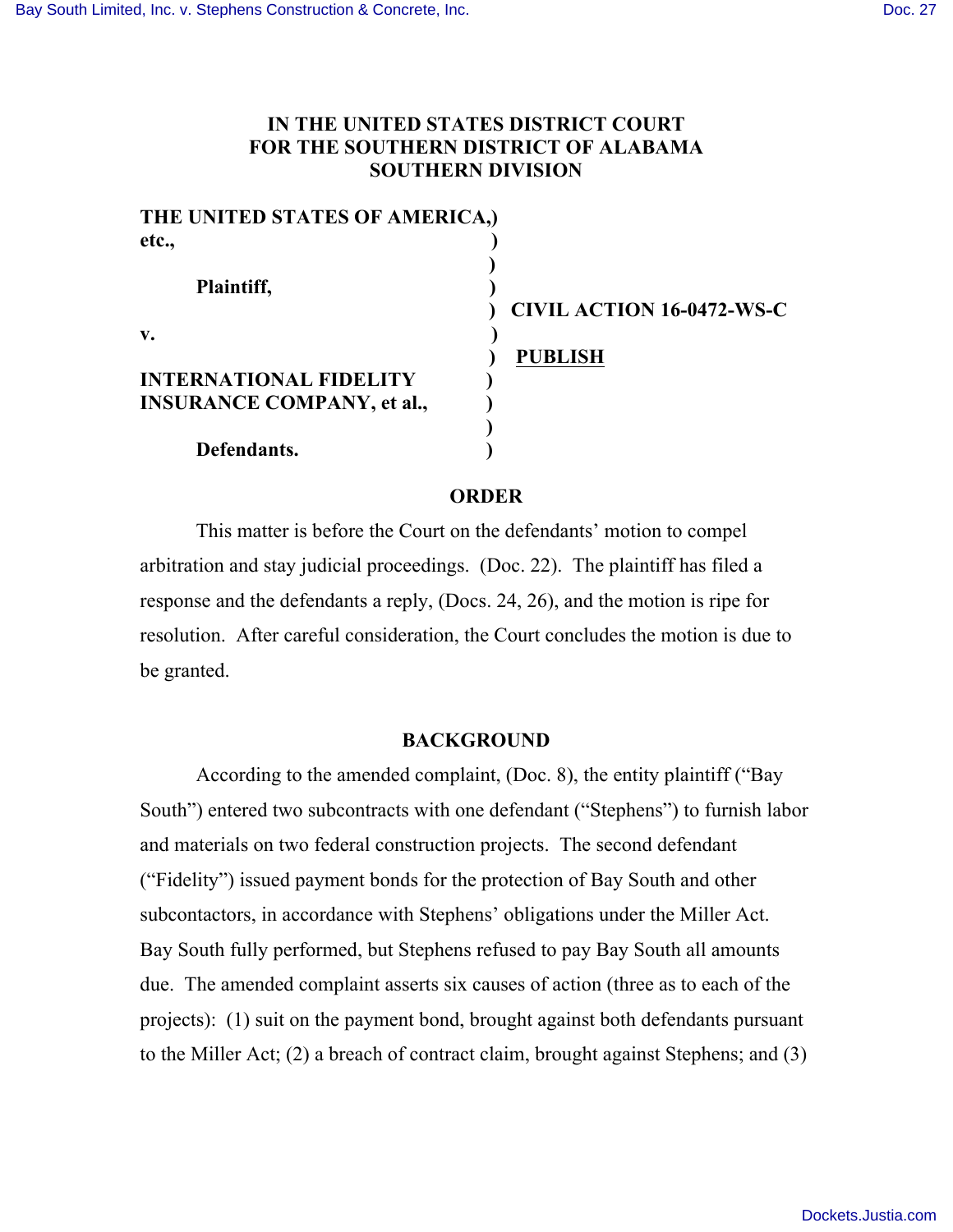# IN THE UNITED STATES DISTRICT COURT FOR THE SOUTHERN DISTRICT OF ALABAMA SOUTHERN DIVISION

**THE UNITED STATES OF AMERICA, etc.,**

**Plaintiff,**

**v.**

**INTERNATIONAL FIDELITY INSURANCE COMPANY, et al.,**

**Defendants.**

**CIVIL ACTION 16-0472-WS-C**

**PUBLISH**

## ORDER

This matter is before the Court on the defendants' motion to compel arbitration and stay judicial proceedings. (Doc. 22). The plaintiff has filed a response and the defendants a reply, (Docs. 24, 26), and the motion is ripe for resolution. After careful consideration, the Court concludes the motion is due to be granted.

## BACKGROUND

According to the amended complaint, (Doc. 8), the entity plaintiff ("Bay South") entered two subcontracts with one defendant ("Stephens") to furnish labor and materials on two federal construction projects. The second defendant ("Fidelity") issued payment bonds for the protection of Bay South and other subcontactors, in accordance with Stephens' obligations under the Miller Act. Bay South fully performed, but Stephens refused to pay Bay South all amounts due. The amended complaint asserts six causes of action (three as to each of the projects): (1) suit on the payment bond, brought against both defendants pursuant to the Miller Act; (2) a breach of contract claim, brought against Stephens; and (3)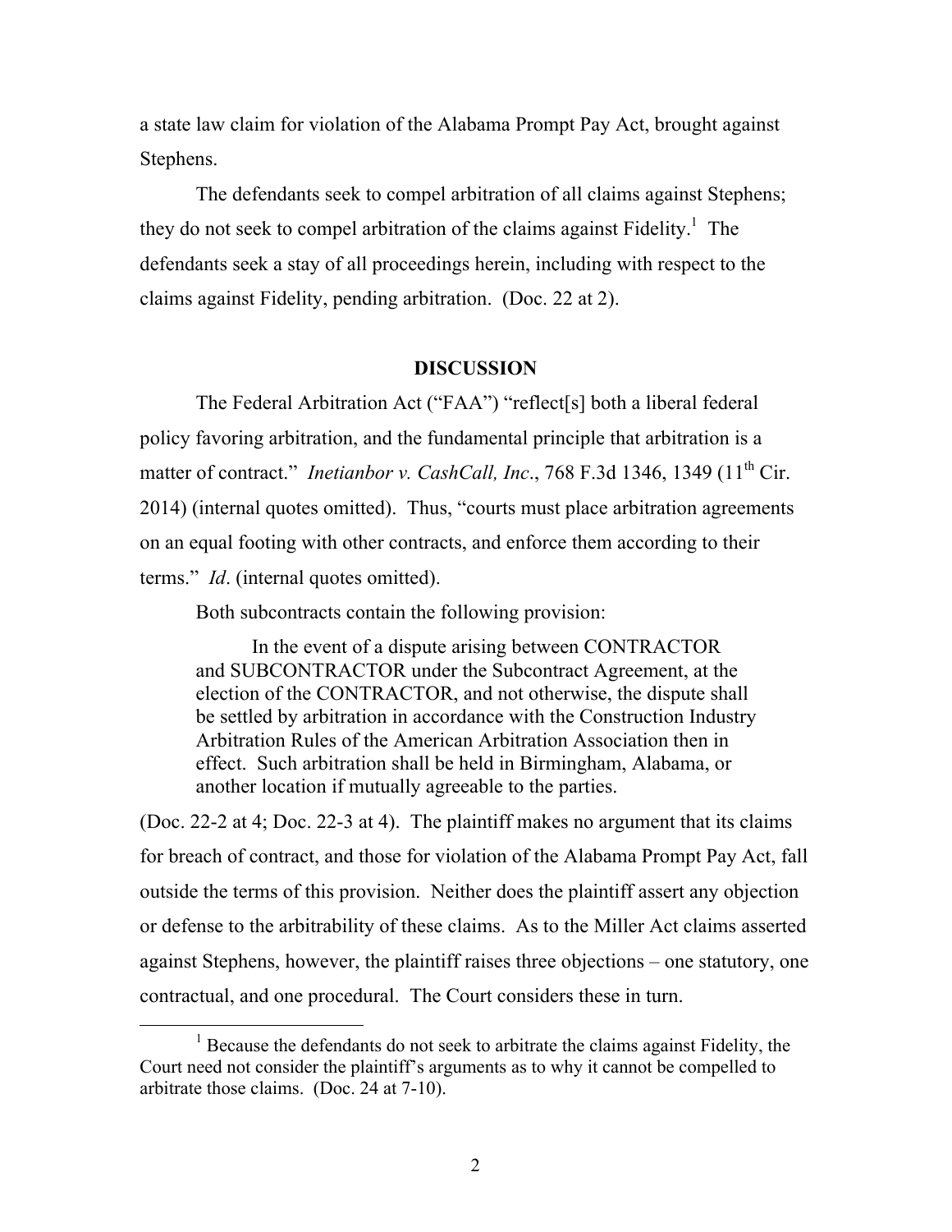a state law claim for violation of the Alabama Prompt Pay Act, brought against Stephens.

The defendants seek to compel arbitration of all claims against Stephens; they do not seek to compel arbitration of the claims against Fidelity.[1] The defendants seek a stay of all proceedings herein, including with respect to the claims against Fidelity, pending arbitration. (Doc. 22 at 2).

## DISCUSSION

The Federal Arbitration Act ("FAA") "reflect[s] both a liberal federal policy favoring arbitration, and the fundamental principle that arbitration is a matter of contract." *Inetianbor v. CashCall, Inc*., 768 F.3d 1346, 1349 (11th Cir. 2014) (internal quotes omitted). Thus, "courts must place arbitration agreements on an equal footing with other contracts, and enforce them according to their terms." *Id*. (internal quotes omitted).

Both subcontracts contain the following provision:

> In the event of a dispute arising between CONTRACTOR and SUBCONTRACTOR under the Subcontract Agreement, at the election of the CONTRACTOR, and not otherwise, the dispute shall be settled by arbitration in accordance with the Construction Industry Arbitration Rules of the American Arbitration Association then in effect. Such arbitration shall be held in Birmingham, Alabama, or another location if mutually agreeable to the parties.

(Doc. 22-2 at 4; Doc. 22-3 at 4). The plaintiff makes no argument that its claims for breach of contract, and those for violation of the Alabama Prompt Pay Act, fall outside the terms of this provision. Neither does the plaintiff assert any objection or defense to the arbitrability of these claims. As to the Miller Act claims asserted against Stephens, however, the plaintiff raises three objections – one statutory, one contractual, and one procedural. The Court considers these in turn.

---

[1] Because the defendants do not seek to arbitrate the claims against Fidelity, the Court need not consider the plaintiff's arguments as to why it cannot be compelled to arbitrate those claims. (Doc. 24 at 7-10).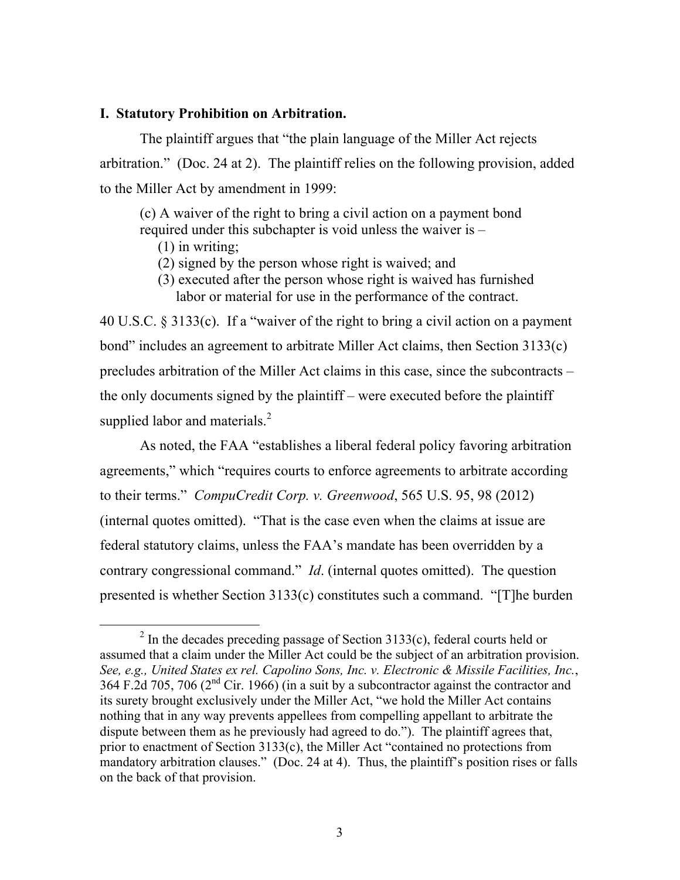## I. Statutory Prohibition on Arbitration.

The plaintiff argues that "the plain language of the Miller Act rejects arbitration." (Doc. 24 at 2). The plaintiff relies on the following provision, added to the Miller Act by amendment in 1999:

> (c) A waiver of the right to bring a civil action on a payment bond required under this subchapter is void unless the waiver is –
> (1) in writing;
> (2) signed by the person whose right is waived; and
> (3) executed after the person whose right is waived has furnished labor or material for use in the performance of the contract.

40 U.S.C. § 3133(c). If a "waiver of the right to bring a civil action on a payment bond" includes an agreement to arbitrate Miller Act claims, then Section 3133(c) precludes arbitration of the Miller Act claims in this case, since the subcontracts – the only documents signed by the plaintiff – were executed before the plaintiff supplied labor and materials.[2]

As noted, the FAA "establishes a liberal federal policy favoring arbitration agreements," which "requires courts to enforce agreements to arbitrate according to their terms." *CompuCredit Corp. v. Greenwood*, 565 U.S. 95, 98 (2012) (internal quotes omitted). "That is the case even when the claims at issue are federal statutory claims, unless the FAA's mandate has been overridden by a contrary congressional command." *Id*. (internal quotes omitted). The question presented is whether Section 3133(c) constitutes such a command. "[T]he burden

---

[2] In the decades preceding passage of Section 3133(c), federal courts held or assumed that a claim under the Miller Act could be the subject of an arbitration provision. *See, e.g., United States ex rel. Capolino Sons, Inc. v. Electronic & Missile Facilities, Inc.*, 364 F.2d 705, 706 (2nd Cir. 1966) (in a suit by a subcontractor against the contractor and its surety brought exclusively under the Miller Act, "we hold the Miller Act contains nothing that in any way prevents appellees from compelling appellant to arbitrate the dispute between them as he previously had agreed to do."). The plaintiff agrees that, prior to enactment of Section 3133(c), the Miller Act "contained no protections from mandatory arbitration clauses." (Doc. 24 at 4). Thus, the plaintiff's position rises or falls on the back of that provision.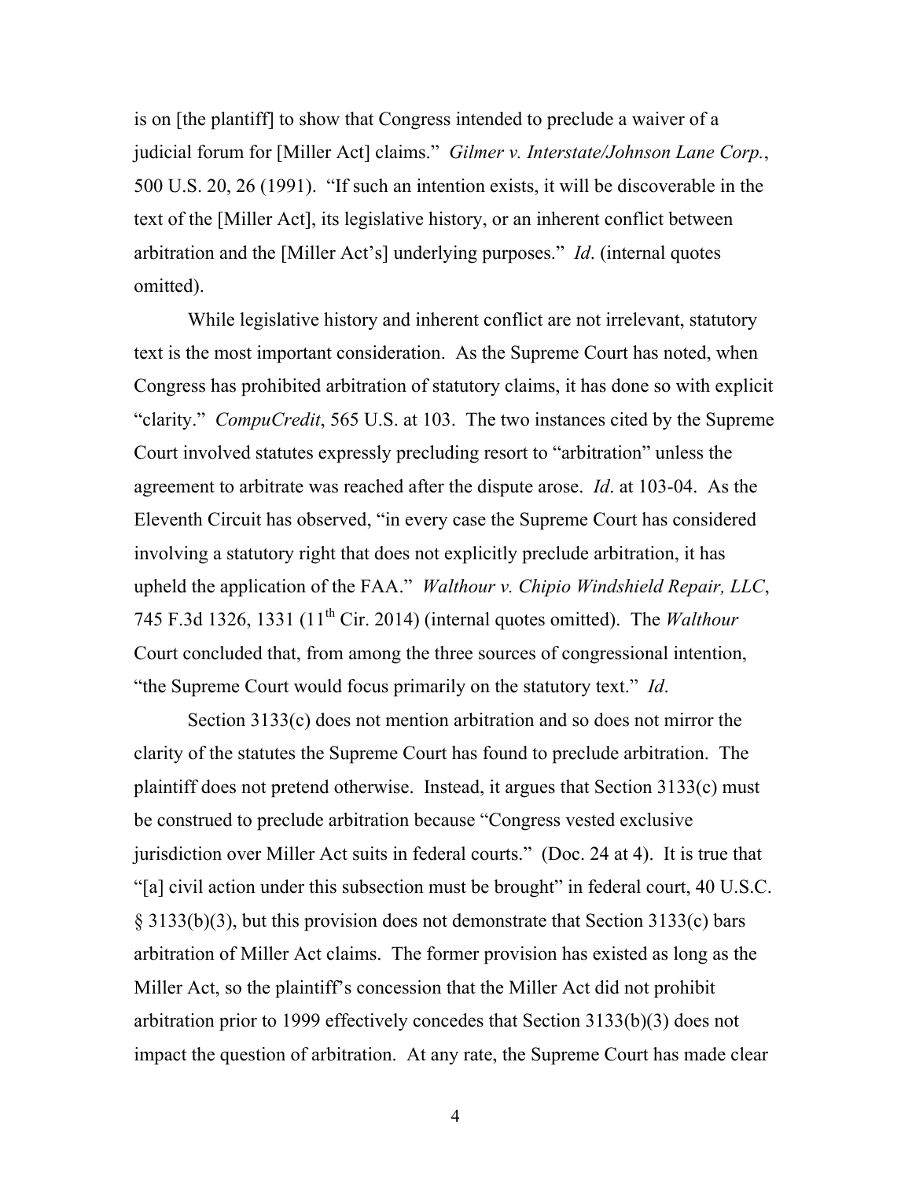is on [the plantiff] to show that Congress intended to preclude a waiver of a judicial forum for [Miller Act] claims." *Gilmer v. Interstate/Johnson Lane Corp.*, 500 U.S. 20, 26 (1991). "If such an intention exists, it will be discoverable in the text of the [Miller Act], its legislative history, or an inherent conflict between arbitration and the [Miller Act's] underlying purposes." *Id*. (internal quotes omitted).

While legislative history and inherent conflict are not irrelevant, statutory text is the most important consideration. As the Supreme Court has noted, when Congress has prohibited arbitration of statutory claims, it has done so with explicit "clarity." *CompuCredit*, 565 U.S. at 103. The two instances cited by the Supreme Court involved statutes expressly precluding resort to "arbitration" unless the agreement to arbitrate was reached after the dispute arose. *Id*. at 103-04. As the Eleventh Circuit has observed, "in every case the Supreme Court has considered involving a statutory right that does not explicitly preclude arbitration, it has upheld the application of the FAA." *Walthour v. Chipio Windshield Repair, LLC*, 745 F.3d 1326, 1331 (11th Cir. 2014) (internal quotes omitted). The *Walthour* Court concluded that, from among the three sources of congressional intention, "the Supreme Court would focus primarily on the statutory text." *Id*.

Section 3133(c) does not mention arbitration and so does not mirror the clarity of the statutes the Supreme Court has found to preclude arbitration. The plaintiff does not pretend otherwise. Instead, it argues that Section 3133(c) must be construed to preclude arbitration because "Congress vested exclusive jurisdiction over Miller Act suits in federal courts." (Doc. 24 at 4). It is true that "[a] civil action under this subsection must be brought" in federal court, 40 U.S.C. § 3133(b)(3), but this provision does not demonstrate that Section 3133(c) bars arbitration of Miller Act claims. The former provision has existed as long as the Miller Act, so the plaintiff's concession that the Miller Act did not prohibit arbitration prior to 1999 effectively concedes that Section 3133(b)(3) does not impact the question of arbitration. At any rate, the Supreme Court has made clear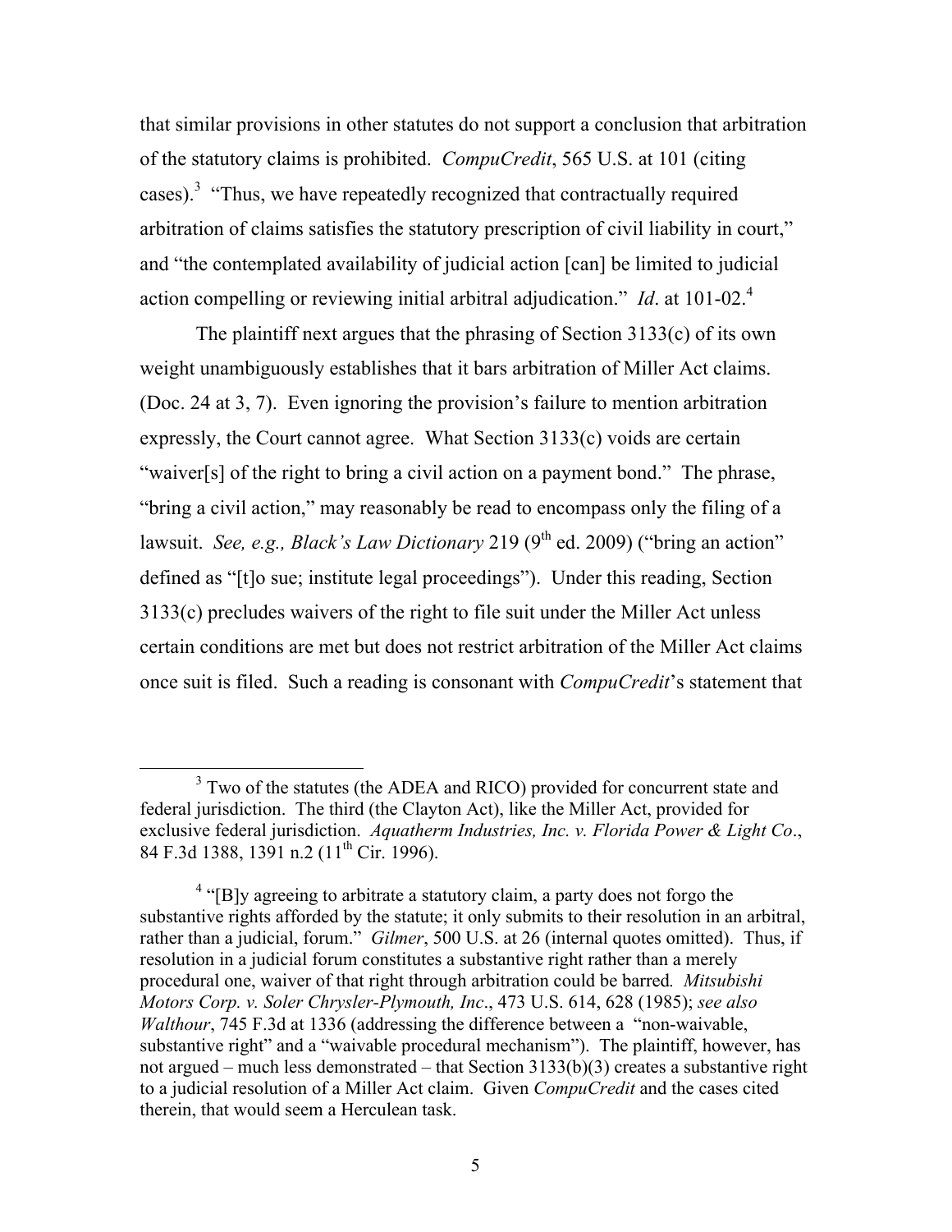that similar provisions in other statutes do not support a conclusion that arbitration of the statutory claims is prohibited. *CompuCredit*, 565 U.S. at 101 (citing cases).[3] "Thus, we have repeatedly recognized that contractually required arbitration of claims satisfies the statutory prescription of civil liability in court," and "the contemplated availability of judicial action [can] be limited to judicial action compelling or reviewing initial arbitral adjudication." *Id*. at 101-02.[4]

The plaintiff next argues that the phrasing of Section 3133(c) of its own weight unambiguously establishes that it bars arbitration of Miller Act claims. (Doc. 24 at 3, 7). Even ignoring the provision's failure to mention arbitration expressly, the Court cannot agree. What Section 3133(c) voids are certain "waiver[s] of the right to bring a civil action on a payment bond." The phrase, "bring a civil action," may reasonably be read to encompass only the filing of a lawsuit. *See, e.g., Black's Law Dictionary* 219 (9th ed. 2009) ("bring an action" defined as "[t]o sue; institute legal proceedings"). Under this reading, Section 3133(c) precludes waivers of the right to file suit under the Miller Act unless certain conditions are met but does not restrict arbitration of the Miller Act claims once suit is filed. Such a reading is consonant with *CompuCredit*'s statement that

---

[3] Two of the statutes (the ADEA and RICO) provided for concurrent state and federal jurisdiction. The third (the Clayton Act), like the Miller Act, provided for exclusive federal jurisdiction. *Aquatherm Industries, Inc. v. Florida Power & Light Co*., 84 F.3d 1388, 1391 n.2 (11th Cir. 1996).

[4] "[B]y agreeing to arbitrate a statutory claim, a party does not forgo the substantive rights afforded by the statute; it only submits to their resolution in an arbitral, rather than a judicial, forum." *Gilmer*, 500 U.S. at 26 (internal quotes omitted). Thus, if resolution in a judicial forum constitutes a substantive right rather than a merely procedural one, waiver of that right through arbitration could be barred*. Mitsubishi Motors Corp. v. Soler Chrysler-Plymouth, Inc*., 473 U.S. 614, 628 (1985); *see also Walthour*, 745 F.3d at 1336 (addressing the difference between a "non-waivable, substantive right" and a "waivable procedural mechanism"). The plaintiff, however, has not argued – much less demonstrated – that Section 3133(b)(3) creates a substantive right to a judicial resolution of a Miller Act claim. Given *CompuCredit* and the cases cited therein, that would seem a Herculean task.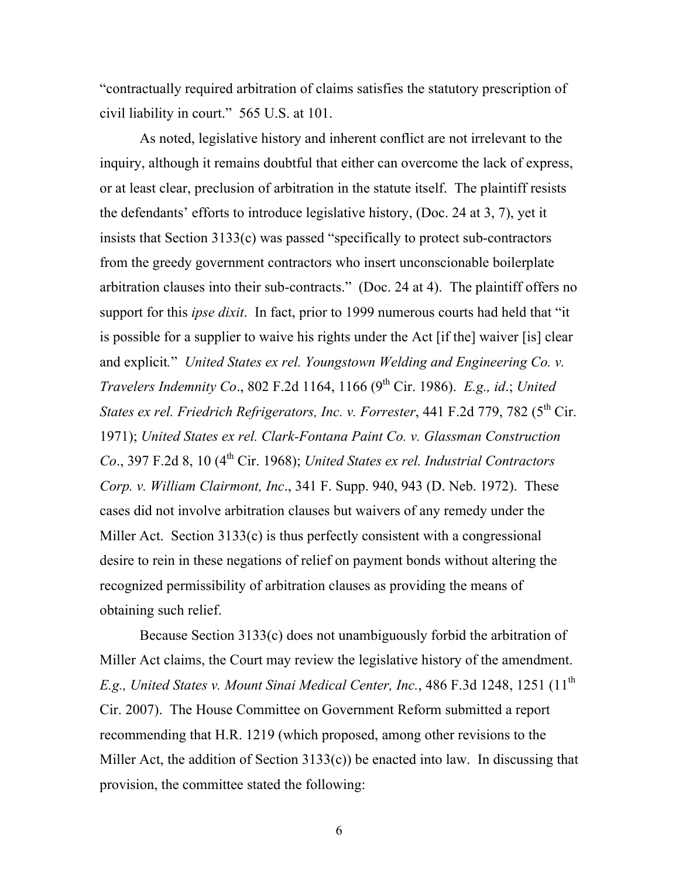"contractually required arbitration of claims satisfies the statutory prescription of civil liability in court." 565 U.S. at 101.

As noted, legislative history and inherent conflict are not irrelevant to the inquiry, although it remains doubtful that either can overcome the lack of express, or at least clear, preclusion of arbitration in the statute itself. The plaintiff resists the defendants' efforts to introduce legislative history, (Doc. 24 at 3, 7), yet it insists that Section 3133(c) was passed "specifically to protect sub-contractors from the greedy government contractors who insert unconscionable boilerplate arbitration clauses into their sub-contracts." (Doc. 24 at 4). The plaintiff offers no support for this *ipse dixit*. In fact, prior to 1999 numerous courts had held that "it is possible for a supplier to waive his rights under the Act [if the] waiver [is] clear and explicit." *United States ex rel. Youngstown Welding and Engineering Co. v. Travelers Indemnity Co*., 802 F.2d 1164, 1166 (9th Cir. 1986). *E.g., id*.; *United States ex rel. Friedrich Refrigerators, Inc. v. Forrester*, 441 F.2d 779, 782 (5th Cir. 1971); *United States ex rel. Clark-Fontana Paint Co. v. Glassman Construction Co*., 397 F.2d 8, 10 (4th Cir. 1968); *United States ex rel. Industrial Contractors Corp. v. William Clairmont, Inc*., 341 F. Supp. 940, 943 (D. Neb. 1972). These cases did not involve arbitration clauses but waivers of any remedy under the Miller Act. Section 3133(c) is thus perfectly consistent with a congressional desire to rein in these negations of relief on payment bonds without altering the recognized permissibility of arbitration clauses as providing the means of obtaining such relief.

Because Section 3133(c) does not unambiguously forbid the arbitration of Miller Act claims, the Court may review the legislative history of the amendment. *E.g., United States v. Mount Sinai Medical Center, Inc*., 486 F.3d 1248, 1251 (11th Cir. 2007). The House Committee on Government Reform submitted a report recommending that H.R. 1219 (which proposed, among other revisions to the Miller Act, the addition of Section 3133(c)) be enacted into law. In discussing that provision, the committee stated the following: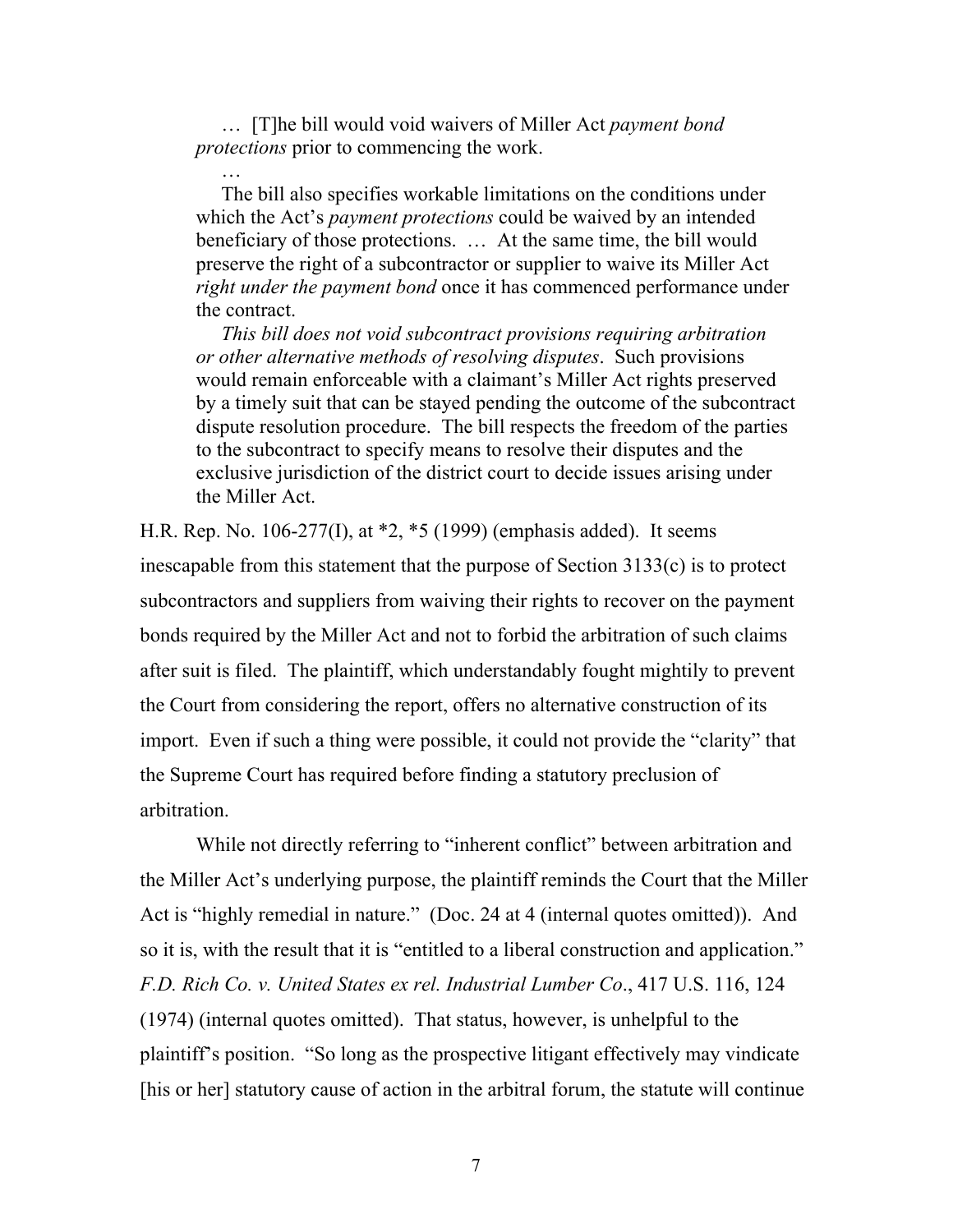> … [T]he bill would void waivers of Miller Act *payment bond protections* prior to commencing the work.
>
> …
>
> The bill also specifies workable limitations on the conditions under which the Act's *payment protections* could be waived by an intended beneficiary of those protections. … At the same time, the bill would preserve the right of a subcontractor or supplier to waive its Miller Act *right under the payment bond* once it has commenced performance under the contract.
>
> *This bill does not void subcontract provisions requiring arbitration or other alternative methods of resolving disputes*. Such provisions would remain enforceable with a claimant's Miller Act rights preserved by a timely suit that can be stayed pending the outcome of the subcontract dispute resolution procedure. The bill respects the freedom of the parties to the subcontract to specify means to resolve their disputes and the exclusive jurisdiction of the district court to decide issues arising under the Miller Act.

H.R. Rep. No. 106-277(I), at *2, *5 (1999) (emphasis added). It seems inescapable from this statement that the purpose of Section 3133(c) is to protect subcontractors and suppliers from waiving their rights to recover on the payment bonds required by the Miller Act and not to forbid the arbitration of such claims after suit is filed. The plaintiff, which understandably fought mightily to prevent the Court from considering the report, offers no alternative construction of its import. Even if such a thing were possible, it could not provide the "clarity" that the Supreme Court has required before finding a statutory preclusion of arbitration.

While not directly referring to "inherent conflict" between arbitration and the Miller Act's underlying purpose, the plaintiff reminds the Court that the Miller Act is "highly remedial in nature." (Doc. 24 at 4 (internal quotes omitted)). And so it is, with the result that it is "entitled to a liberal construction and application." *F.D. Rich Co. v. United States ex rel. Industrial Lumber Co*., 417 U.S. 116, 124 (1974) (internal quotes omitted). That status, however, is unhelpful to the plaintiff's position. "So long as the prospective litigant effectively may vindicate [his or her] statutory cause of action in the arbitral forum, the statute will continue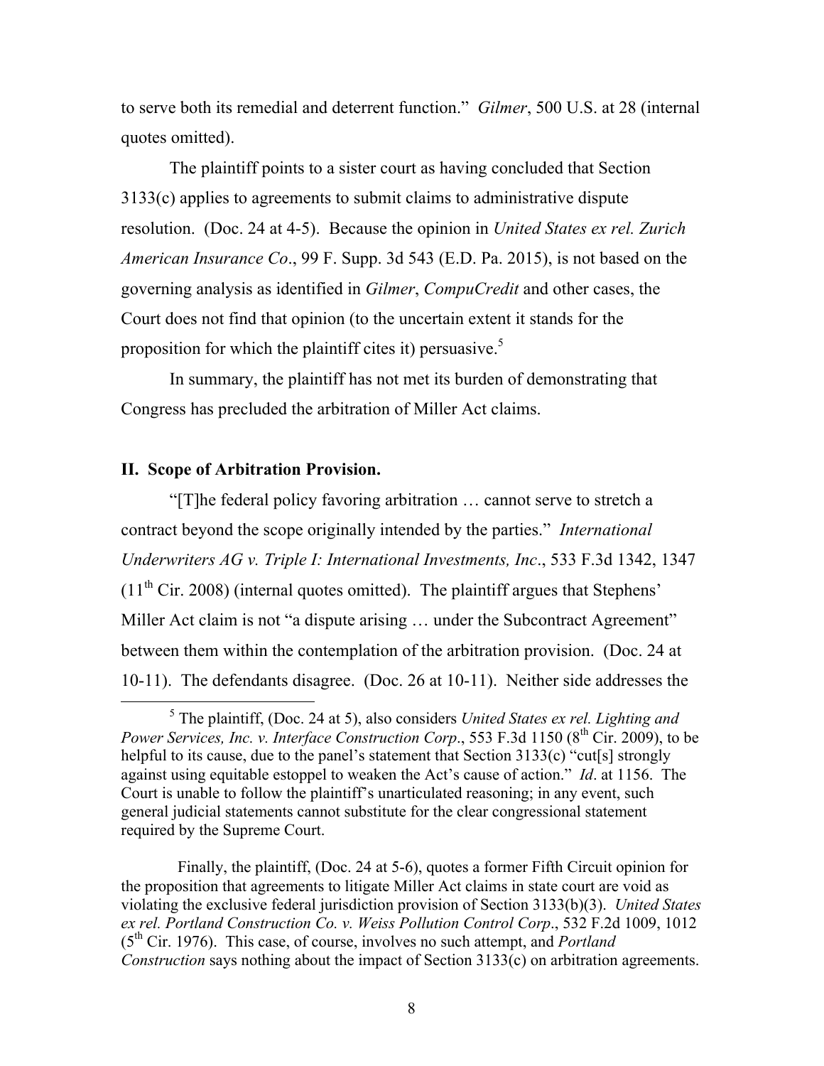to serve both its remedial and deterrent function." *Gilmer*, 500 U.S. at 28 (internal quotes omitted).

The plaintiff points to a sister court as having concluded that Section 3133(c) applies to agreements to submit claims to administrative dispute resolution. (Doc. 24 at 4-5). Because the opinion in *United States ex rel. Zurich American Insurance Co*., 99 F. Supp. 3d 543 (E.D. Pa. 2015), is not based on the governing analysis as identified in *Gilmer*, *CompuCredit* and other cases, the Court does not find that opinion (to the uncertain extent it stands for the proposition for which the plaintiff cites it) persuasive.[5]

In summary, the plaintiff has not met its burden of demonstrating that Congress has precluded the arbitration of Miller Act claims.

## II. Scope of Arbitration Provision.

"[T]he federal policy favoring arbitration … cannot serve to stretch a contract beyond the scope originally intended by the parties." *International Underwriters AG v. Triple I: International Investments, Inc*., 533 F.3d 1342, 1347 (11th Cir. 2008) (internal quotes omitted). The plaintiff argues that Stephens' Miller Act claim is not "a dispute arising … under the Subcontract Agreement" between them within the contemplation of the arbitration provision. (Doc. 24 at 10-11). The defendants disagree. (Doc. 26 at 10-11). Neither side addresses the

---

[5] The plaintiff, (Doc. 24 at 5), also considers *United States ex rel. Lighting and Power Services, Inc. v. Interface Construction Corp*., 553 F.3d 1150 (8th Cir. 2009), to be helpful to its cause, due to the panel's statement that Section 3133(c) "cut[s] strongly against using equitable estoppel to weaken the Act's cause of action." *Id*. at 1156. The Court is unable to follow the plaintiff's unarticulated reasoning; in any event, such general judicial statements cannot substitute for the clear congressional statement required by the Supreme Court.

Finally, the plaintiff, (Doc. 24 at 5-6), quotes a former Fifth Circuit opinion for the proposition that agreements to litigate Miller Act claims in state court are void as violating the exclusive federal jurisdiction provision of Section 3133(b)(3). *United States ex rel. Portland Construction Co. v. Weiss Pollution Control Corp*., 532 F.2d 1009, 1012 (5th Cir. 1976). This case, of course, involves no such attempt, and *Portland Construction* says nothing about the impact of Section 3133(c) on arbitration agreements.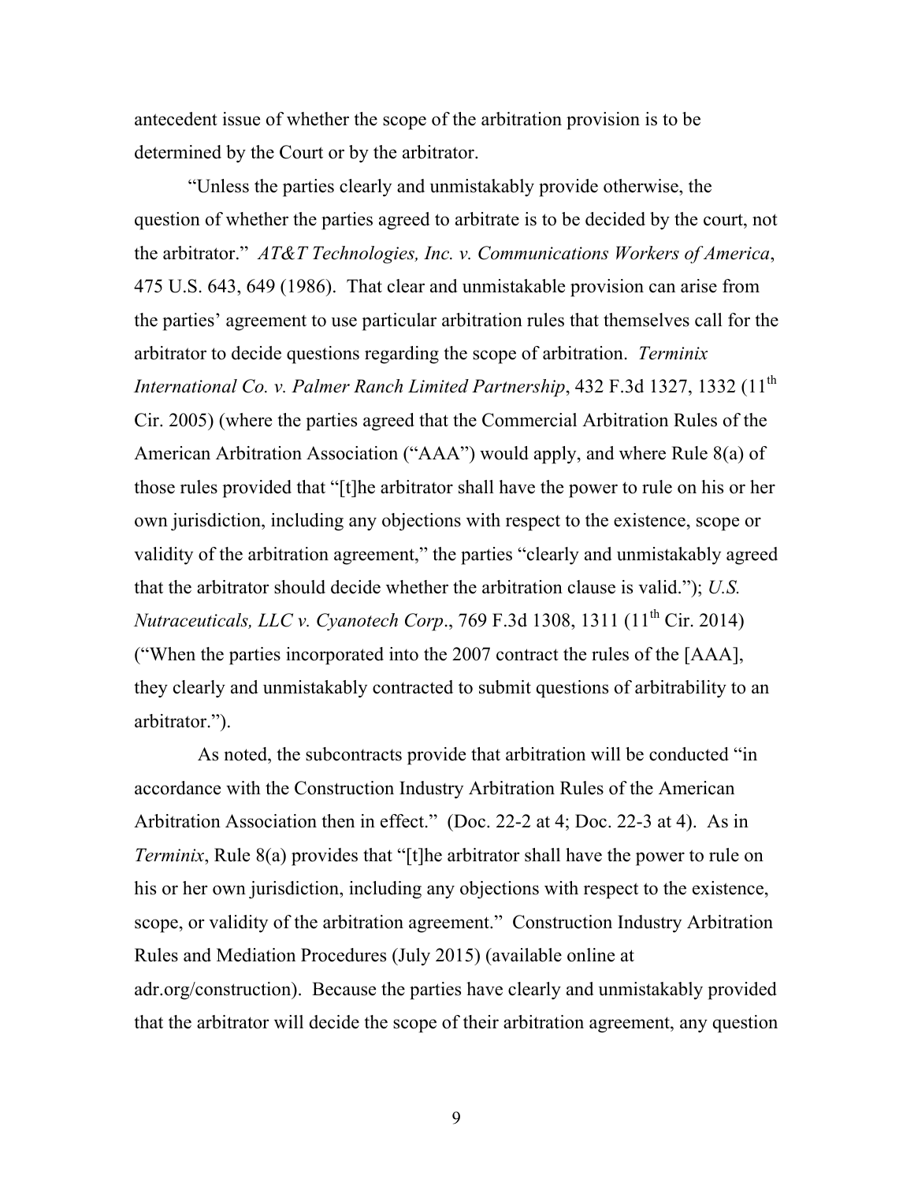antecedent issue of whether the scope of the arbitration provision is to be determined by the Court or by the arbitrator.

"Unless the parties clearly and unmistakably provide otherwise, the question of whether the parties agreed to arbitrate is to be decided by the court, not the arbitrator." *AT&T Technologies, Inc. v. Communications Workers of America*, 475 U.S. 643, 649 (1986). That clear and unmistakable provision can arise from the parties' agreement to use particular arbitration rules that themselves call for the arbitrator to decide questions regarding the scope of arbitration. *Terminix International Co. v. Palmer Ranch Limited Partnership*, 432 F.3d 1327, 1332 (11th Cir. 2005) (where the parties agreed that the Commercial Arbitration Rules of the American Arbitration Association ("AAA") would apply, and where Rule 8(a) of those rules provided that "[t]he arbitrator shall have the power to rule on his or her own jurisdiction, including any objections with respect to the existence, scope or validity of the arbitration agreement," the parties "clearly and unmistakably agreed that the arbitrator should decide whether the arbitration clause is valid."); *U.S. Nutraceuticals, LLC v. Cyanotech Corp*., 769 F.3d 1308, 1311 (11th Cir. 2014) ("When the parties incorporated into the 2007 contract the rules of the [AAA], they clearly and unmistakably contracted to submit questions of arbitrability to an arbitrator.").

As noted, the subcontracts provide that arbitration will be conducted "in accordance with the Construction Industry Arbitration Rules of the American Arbitration Association then in effect." (Doc. 22-2 at 4; Doc. 22-3 at 4). As in *Terminix*, Rule 8(a) provides that "[t]he arbitrator shall have the power to rule on his or her own jurisdiction, including any objections with respect to the existence, scope, or validity of the arbitration agreement." Construction Industry Arbitration Rules and Mediation Procedures (July 2015) (available online at adr.org/construction). Because the parties have clearly and unmistakably provided that the arbitrator will decide the scope of their arbitration agreement, any question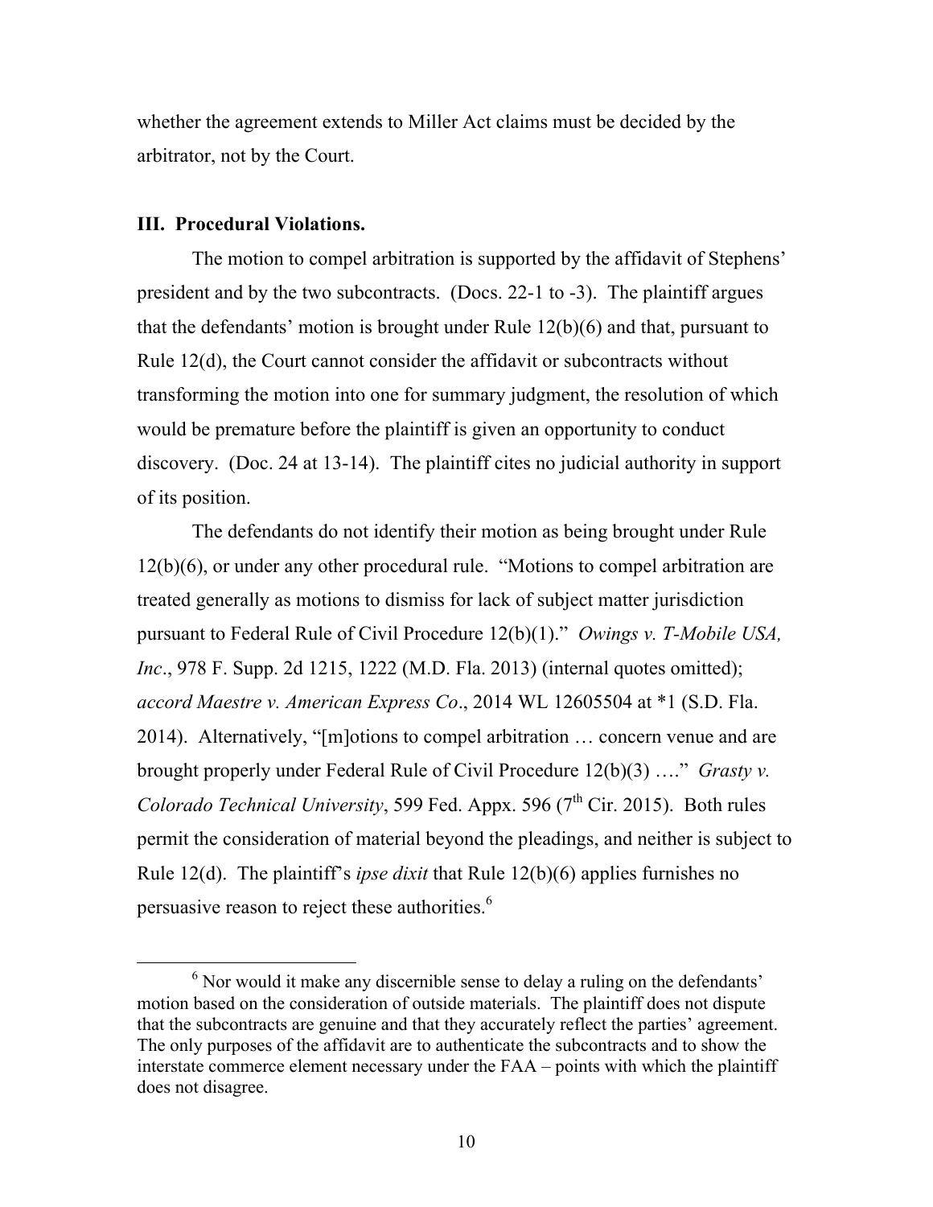whether the agreement extends to Miller Act claims must be decided by the arbitrator, not by the Court.

**III. Procedural Violations.**

The motion to compel arbitration is supported by the affidavit of Stephens' president and by the two subcontracts. (Docs. 22-1 to -3). The plaintiff argues that the defendants' motion is brought under Rule 12(b)(6) and that, pursuant to Rule 12(d), the Court cannot consider the affidavit or subcontracts without transforming the motion into one for summary judgment, the resolution of which would be premature before the plaintiff is given an opportunity to conduct discovery. (Doc. 24 at 13-14). The plaintiff cites no judicial authority in support of its position.

The defendants do not identify their motion as being brought under Rule 12(b)(6), or under any other procedural rule. "Motions to compel arbitration are treated generally as motions to dismiss for lack of subject matter jurisdiction pursuant to Federal Rule of Civil Procedure 12(b)(1)." *Owings v. T-Mobile USA, Inc*., 978 F. Supp. 2d 1215, 1222 (M.D. Fla. 2013) (internal quotes omitted); *accord Maestre v. American Express Co*., 2014 WL 12605504 at *1 (S.D. Fla. 2014). Alternatively, "[m]otions to compel arbitration … concern venue and are brought properly under Federal Rule of Civil Procedure 12(b)(3) …." *Grasty v. Colorado Technical University*, 599 Fed. Appx. 596 (7th Cir. 2015). Both rules permit the consideration of material beyond the pleadings, and neither is subject to Rule 12(d). The plaintiff's *ipse dixit* that Rule 12(b)(6) applies furnishes no persuasive reason to reject these authorities.[6]

[6] Nor would it make any discernible sense to delay a ruling on the defendants' motion based on the consideration of outside materials. The plaintiff does not dispute that the subcontracts are genuine and that they accurately reflect the parties' agreement. The only purposes of the affidavit are to authenticate the subcontracts and to show the interstate commerce element necessary under the FAA – points with which the plaintiff does not disagree.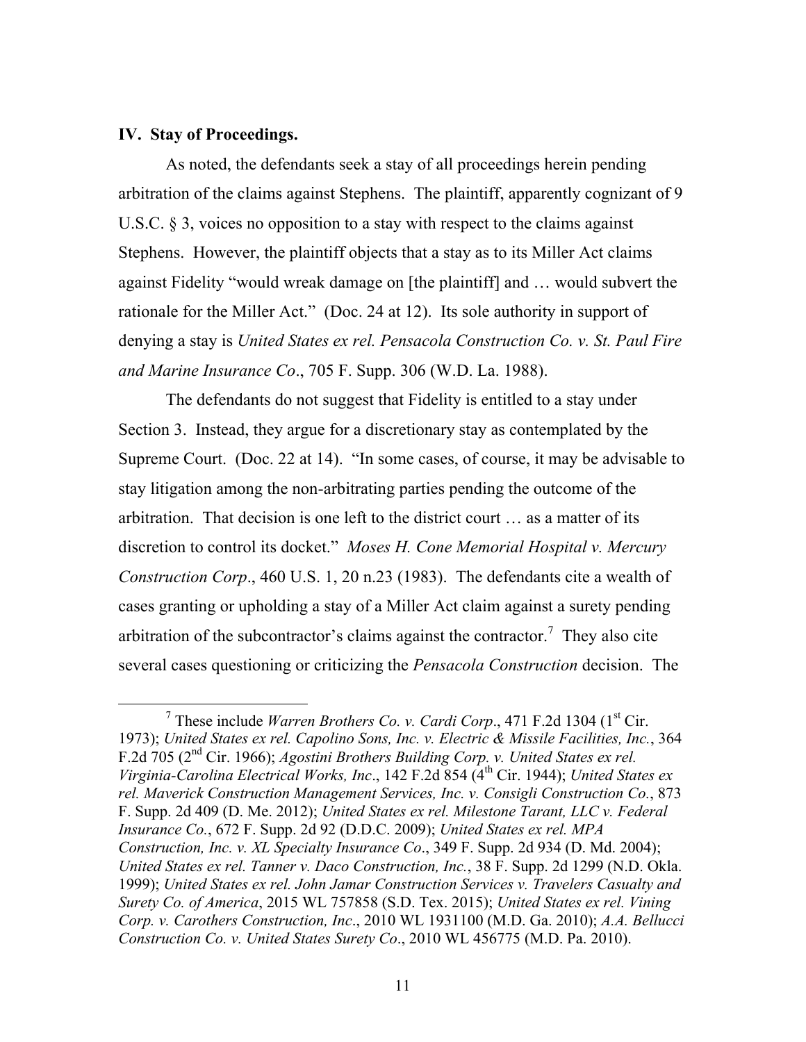## IV. Stay of Proceedings.

As noted, the defendants seek a stay of all proceedings herein pending arbitration of the claims against Stephens. The plaintiff, apparently cognizant of 9 U.S.C. § 3, voices no opposition to a stay with respect to the claims against Stephens. However, the plaintiff objects that a stay as to its Miller Act claims against Fidelity "would wreak damage on [the plaintiff] and … would subvert the rationale for the Miller Act." (Doc. 24 at 12). Its sole authority in support of denying a stay is *United States ex rel. Pensacola Construction Co. v. St. Paul Fire and Marine Insurance Co*., 705 F. Supp. 306 (W.D. La. 1988).

The defendants do not suggest that Fidelity is entitled to a stay under Section 3. Instead, they argue for a discretionary stay as contemplated by the Supreme Court. (Doc. 22 at 14). "In some cases, of course, it may be advisable to stay litigation among the non-arbitrating parties pending the outcome of the arbitration. That decision is one left to the district court … as a matter of its discretion to control its docket." *Moses H. Cone Memorial Hospital v. Mercury Construction Corp*., 460 U.S. 1, 20 n.23 (1983). The defendants cite a wealth of cases granting or upholding a stay of a Miller Act claim against a surety pending arbitration of the subcontractor's claims against the contractor.[7] They also cite several cases questioning or criticizing the *Pensacola Construction* decision. The

[7] These include *Warren Brothers Co. v. Cardi Corp*., 471 F.2d 1304 (1st Cir. 1973); *United States ex rel. Capolino Sons, Inc. v. Electric & Missile Facilities, Inc.*, 364 F.2d 705 (2nd Cir. 1966); *Agostini Brothers Building Corp. v. United States ex rel. Virginia-Carolina Electrical Works, Inc*., 142 F.2d 854 (4th Cir. 1944); *United States ex rel. Maverick Construction Management Services, Inc. v. Consigli Construction Co.*, 873 F. Supp. 2d 409 (D. Me. 2012); *United States ex rel. Milestone Tarant, LLC v. Federal Insurance Co.*, 672 F. Supp. 2d 92 (D.D.C. 2009); *United States ex rel. MPA Construction, Inc. v. XL Specialty Insurance Co*., 349 F. Supp. 2d 934 (D. Md. 2004); *United States ex rel. Tanner v. Daco Construction, Inc.*, 38 F. Supp. 2d 1299 (N.D. Okla. 1999); *United States ex rel. John Jamar Construction Services v. Travelers Casualty and Surety Co. of America*, 2015 WL 757858 (S.D. Tex. 2015); *United States ex rel. Vining Corp. v. Carothers Construction, Inc*., 2010 WL 1931100 (M.D. Ga. 2010); *A.A. Bellucci Construction Co. v. United States Surety Co*., 2010 WL 456775 (M.D. Pa. 2010).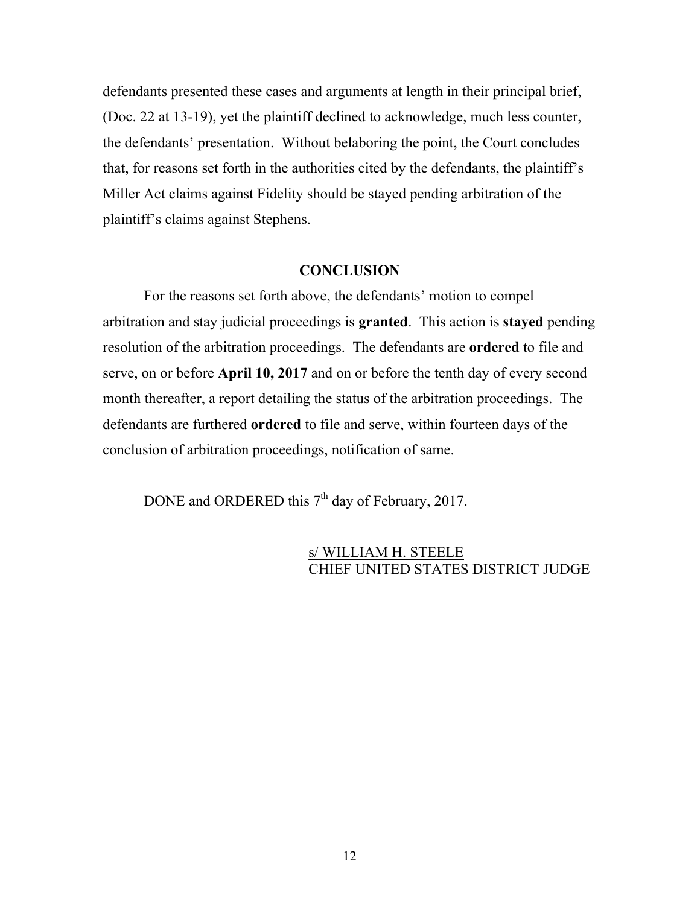defendants presented these cases and arguments at length in their principal brief, (Doc. 22 at 13-19), yet the plaintiff declined to acknowledge, much less counter, the defendants' presentation. Without belaboring the point, the Court concludes that, for reasons set forth in the authorities cited by the defendants, the plaintiff's Miller Act claims against Fidelity should be stayed pending arbitration of the plaintiff's claims against Stephens.

## CONCLUSION

For the reasons set forth above, the defendants' motion to compel arbitration and stay judicial proceedings is **granted**. This action is **stayed** pending resolution of the arbitration proceedings. The defendants are **ordered** to file and serve, on or before **April 10, 2017** and on or before the tenth day of every second month thereafter, a report detailing the status of the arbitration proceedings. The defendants are furthered **ordered** to file and serve, within fourteen days of the conclusion of arbitration proceedings, notification of same.

DONE and ORDERED this 7th day of February, 2017.

s/ WILLIAM H. STEELE
CHIEF UNITED STATES DISTRICT JUDGE